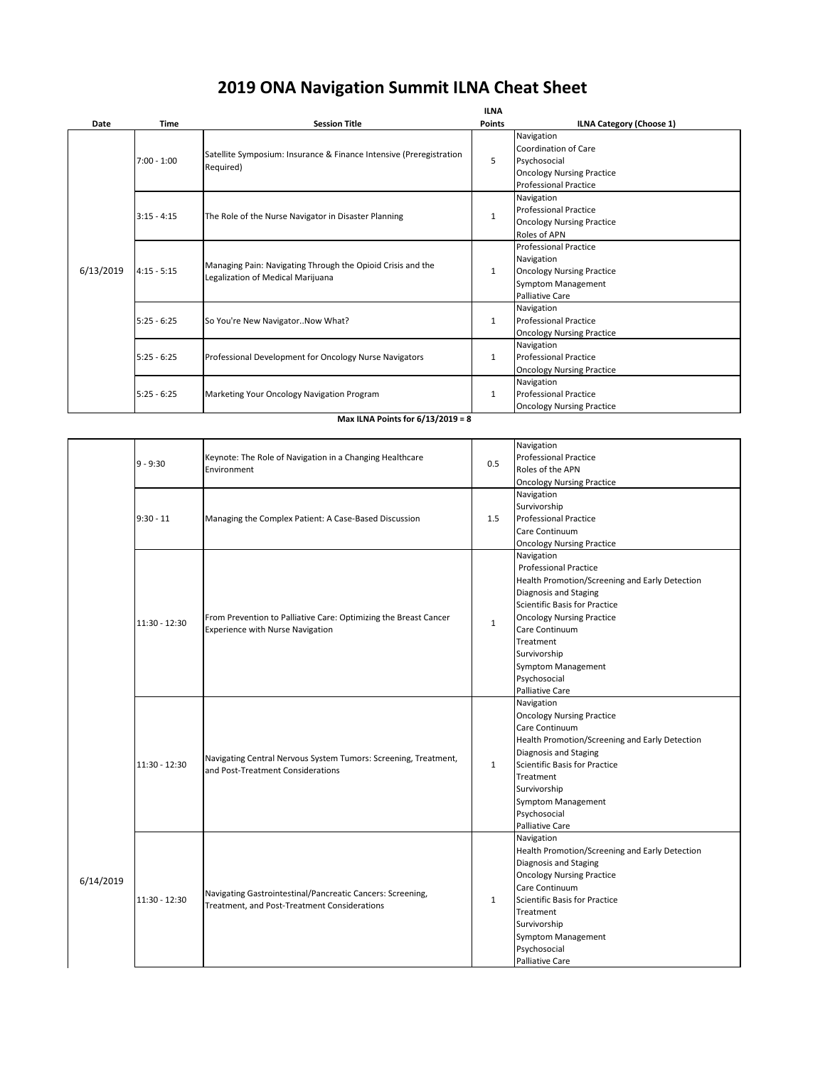# 2019 ONA Navigation Summit ILNA Cheat Sheet

| Date | Time | Session Title | ILNA Points | ILNA Category (Choose 1) |
|---|---|---|---|---|
| 6/13/2019 | 7:00 - 1:00 | Satellite Symposium: Insurance & Finance Intensive (Preregistration Required) | 5 | Navigation<br>Coordination of Care<br>Psychosocial<br>Oncology Nursing Practice<br>Professional Practice |
| | 3:15 - 4:15 | The Role of the Nurse Navigator in Disaster Planning | 1 | Navigation<br>Professional Practice<br>Oncology Nursing Practice<br>Roles of APN |
| | 4:15 - 5:15 | Managing Pain: Navigating Through the Opioid Crisis and the Legalization of Medical Marijuana | 1 | Professional Practice<br>Navigation<br>Oncology Nursing Practice<br>Symptom Management<br>Palliative Care |
| | 5:25 - 6:25 | So You're New Navigator..Now What? | 1 | Navigation<br>Professional Practice<br>Oncology Nursing Practice |
| | 5:25 - 6:25 | Professional Development for Oncology Nurse Navigators | 1 | Navigation<br>Professional Practice<br>Oncology Nursing Practice |
| | 5:25 - 6:25 | Marketing Your Oncology Navigation Program | 1 | Navigation<br>Professional Practice<br>Oncology Nursing Practice |

**Max ILNA Points for 6/13/2019 = 8**

| Date | Time | Session Title | ILNA Points | ILNA Category (Choose 1) |
|---|---|---|---|---|
| 6/14/2019 | 9 - 9:30 | Keynote: The Role of Navigation in a Changing Healthcare Environment | 0.5 | Navigation<br>Professional Practice<br>Roles of the APN<br>Oncology Nursing Practice |
| | 9:30 - 11 | Managing the Complex Patient: A Case-Based Discussion | 1.5 | Navigation<br>Survivorship<br>Professional Practice<br>Care Continuum<br>Oncology Nursing Practice |
| | 11:30 - 12:30 | From Prevention to Palliative Care: Optimizing the Breast Cancer Experience with Nurse Navigation | 1 | Navigation<br>Professional Practice<br>Health Promotion/Screening and Early Detection<br>Diagnosis and Staging<br>Scientific Basis for Practice<br>Oncology Nursing Practice<br>Care Continuum<br>Treatment<br>Survivorship<br>Symptom Management<br>Psychosocial<br>Palliative Care |
| | 11:30 - 12:30 | Navigating Central Nervous System Tumors: Screening, Treatment, and Post-Treatment Considerations | 1 | Navigation<br>Oncology Nursing Practice<br>Care Continuum<br>Health Promotion/Screening and Early Detection<br>Diagnosis and Staging<br>Scientific Basis for Practice<br>Treatment<br>Survivorship<br>Symptom Management<br>Psychosocial<br>Palliative Care |
| | 11:30 - 12:30 | Navigating Gastrointestinal/Pancreatic Cancers: Screening, Treatment, and Post-Treatment Considerations | 1 | Navigation<br>Health Promotion/Screening and Early Detection<br>Diagnosis and Staging<br>Oncology Nursing Practice<br>Care Continuum<br>Scientific Basis for Practice<br>Treatment<br>Survivorship<br>Symptom Management<br>Psychosocial<br>Palliative Care |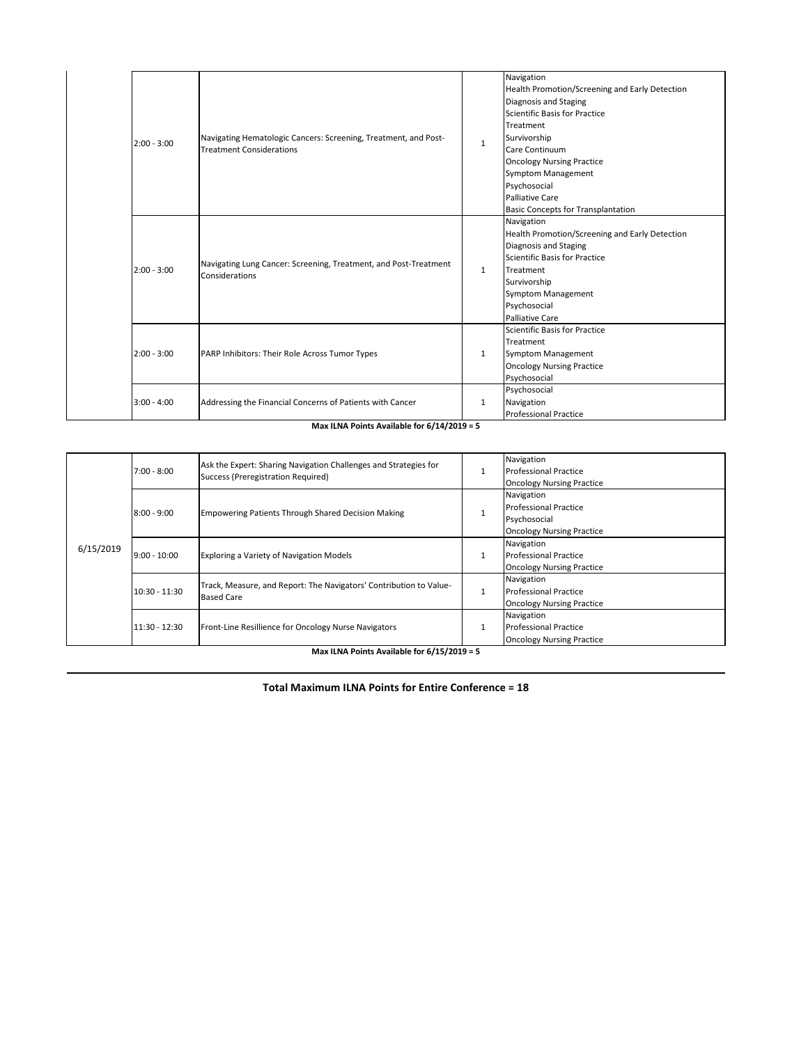| | | | | |
|---|---|---|---|---|
| | 2:00 - 3:00 | Navigating Hematologic Cancers: Screening, Treatment, and Post-Treatment Considerations | 1 | Navigation<br>Health Promotion/Screening and Early Detection<br>Diagnosis and Staging<br>Scientific Basis for Practice<br>Treatment<br>Survivorship<br>Care Continuum<br>Oncology Nursing Practice<br>Symptom Management<br>Psychosocial<br>Palliative Care<br>Basic Concepts for Transplantation |
| | 2:00 - 3:00 | Navigating Lung Cancer: Screening, Treatment, and Post-Treatment Considerations | 1 | Navigation<br>Health Promotion/Screening and Early Detection<br>Diagnosis and Staging<br>Scientific Basis for Practice<br>Treatment<br>Survivorship<br>Symptom Management<br>Psychosocial<br>Palliative Care |
| | 2:00 - 3:00 | PARP Inhibitors: Their Role Across Tumor Types | 1 | Scientific Basis for Practice<br>Treatment<br>Symptom Management<br>Oncology Nursing Practice<br>Psychosocial |
| | 3:00 - 4:00 | Addressing the Financial Concerns of Patients with Cancer | 1 | Psychosocial<br>Navigation<br>Professional Practice |

**Max ILNA Points Available for 6/14/2019 = 5**

| | | | | |
|---|---|---|---|---|
| 6/15/2019 | 7:00 - 8:00 | Ask the Expert: Sharing Navigation Challenges and Strategies for Success (Preregistration Required) | 1 | Navigation<br>Professional Practice<br>Oncology Nursing Practice |
| | 8:00 - 9:00 | Empowering Patients Through Shared Decision Making | 1 | Navigation<br>Professional Practice<br>Psychosocial<br>Oncology Nursing Practice |
| | 9:00 - 10:00 | Exploring a Variety of Navigation Models | 1 | Navigation<br>Professional Practice<br>Oncology Nursing Practice |
| | 10:30 - 11:30 | Track, Measure, and Report: The Navigators' Contribution to Value-Based Care | 1 | Navigation<br>Professional Practice<br>Oncology Nursing Practice |
| | 11:30 - 12:30 | Front-Line Resillience for Oncology Nurse Navigators | 1 | Navigation<br>Professional Practice<br>Oncology Nursing Practice |

**Max ILNA Points Available for 6/15/2019 = 5**

**Total Maximum ILNA Points for Entire Conference = 18**